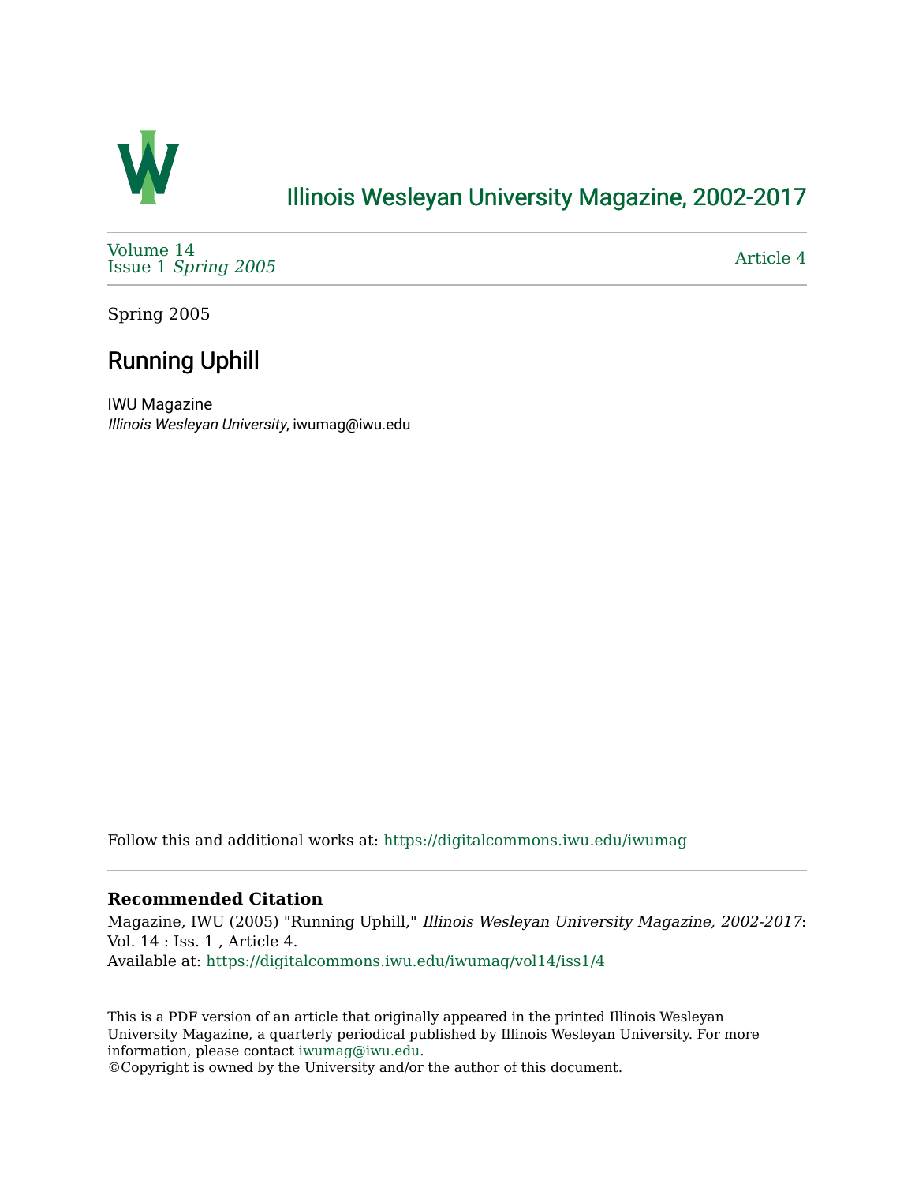# Illinois Wesleyan University Magazine, 2002-2017

Volume 14
Issue 1 *Spring 2005*

Article 4

Spring 2005

## Running Uphill

IWU Magazine
*Illinois Wesleyan University*, iwumag@iwu.edu

Follow this and additional works at: https://digitalcommons.iwu.edu/iwumag

### Recommended Citation

Magazine, IWU (2005) "Running Uphill," *Illinois Wesleyan University Magazine, 2002-2017*: Vol. 14 : Iss. 1 , Article 4.
Available at: https://digitalcommons.iwu.edu/iwumag/vol14/iss1/4

This is a PDF version of an article that originally appeared in the printed Illinois Wesleyan University Magazine, a quarterly periodical published by Illinois Wesleyan University. For more information, please contact iwumag@iwu.edu.
©Copyright is owned by the University and/or the author of this document.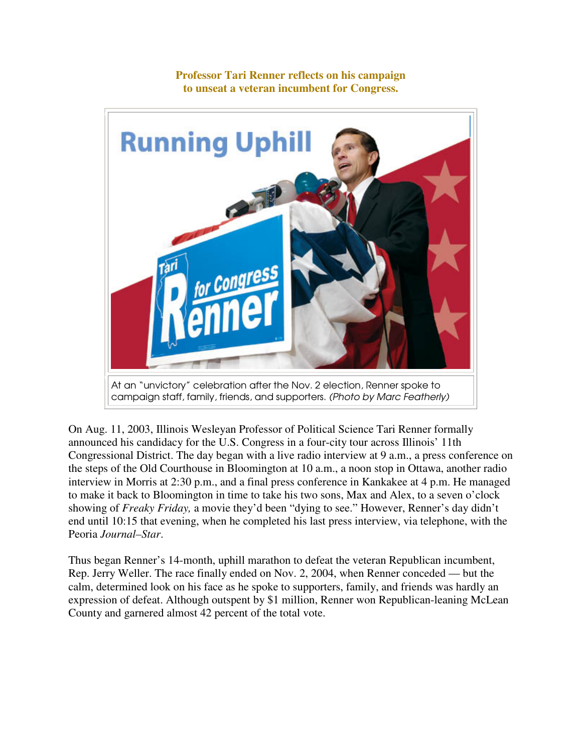**Professor Tari Renner reflects on his campaign to unseat a veteran incumbent for Congress.**

# Running Uphill

At an "unvictory" celebration after the Nov. 2 election, Renner spoke to campaign staff, family, friends, and supporters. *(Photo by Marc Featherly)*

On Aug. 11, 2003, Illinois Wesleyan Professor of Political Science Tari Renner formally announced his candidacy for the U.S. Congress in a four-city tour across Illinois' 11th Congressional District. The day began with a live radio interview at 9 a.m., a press conference on the steps of the Old Courthouse in Bloomington at 10 a.m., a noon stop in Ottawa, another radio interview in Morris at 2:30 p.m., and a final press conference in Kankakee at 4 p.m. He managed to make it back to Bloomington in time to take his two sons, Max and Alex, to a seven o'clock showing of *Freaky Friday,* a movie they'd been "dying to see." However, Renner's day didn't end until 10:15 that evening, when he completed his last press interview, via telephone, with the Peoria *Journal–Star*.

Thus began Renner's 14-month, uphill marathon to defeat the veteran Republican incumbent, Rep. Jerry Weller. The race finally ended on Nov. 2, 2004, when Renner conceded — but the calm, determined look on his face as he spoke to supporters, family, and friends was hardly an expression of defeat. Although outspent by $1 million, Renner won Republican-leaning McLean County and garnered almost 42 percent of the total vote.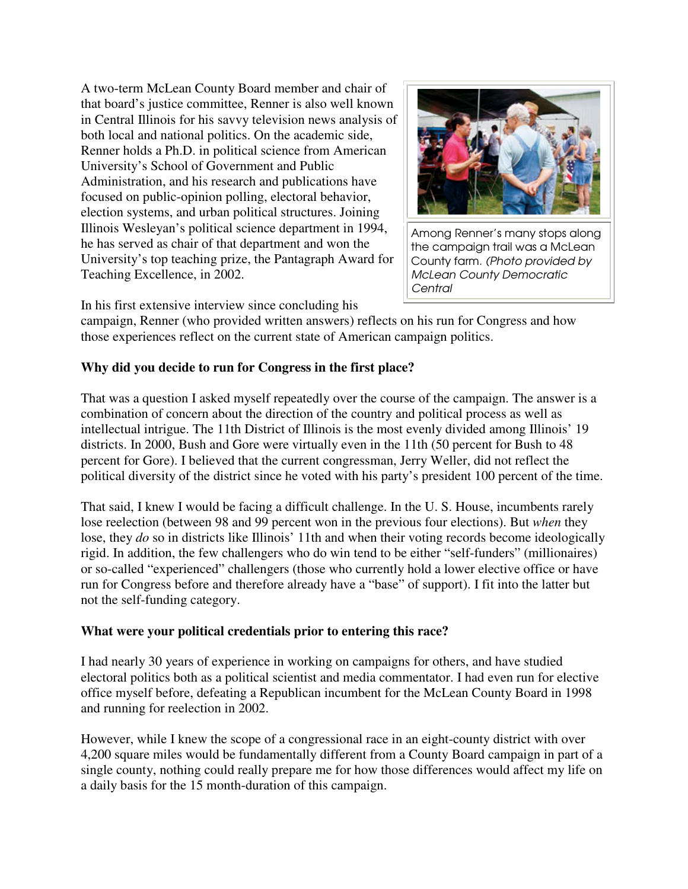A two-term McLean County Board member and chair of that board's justice committee, Renner is also well known in Central Illinois for his savvy television news analysis of both local and national politics. On the academic side, Renner holds a Ph.D. in political science from American University's School of Government and Public Administration, and his research and publications have focused on public-opinion polling, electoral behavior, election systems, and urban political structures. Joining Illinois Wesleyan's political science department in 1994, he has served as chair of that department and won the University's top teaching prize, the Pantagraph Award for Teaching Excellence, in 2002.

Among Renner's many stops along the campaign trail was a McLean County farm. *(Photo provided by McLean County Democratic Central*

In his first extensive interview since concluding his campaign, Renner (who provided written answers) reflects on his run for Congress and how those experiences reflect on the current state of American campaign politics.

**Why did you decide to run for Congress in the first place?**

That was a question I asked myself repeatedly over the course of the campaign. The answer is a combination of concern about the direction of the country and political process as well as intellectual intrigue. The 11th District of Illinois is the most evenly divided among Illinois' 19 districts. In 2000, Bush and Gore were virtually even in the 11th (50 percent for Bush to 48 percent for Gore). I believed that the current congressman, Jerry Weller, did not reflect the political diversity of the district since he voted with his party's president 100 percent of the time.

That said, I knew I would be facing a difficult challenge. In the U. S. House, incumbents rarely lose reelection (between 98 and 99 percent won in the previous four elections). But *when* they lose, they *do* so in districts like Illinois' 11th and when their voting records become ideologically rigid. In addition, the few challengers who do win tend to be either "self-funders" (millionaires) or so-called "experienced" challengers (those who currently hold a lower elective office or have run for Congress before and therefore already have a "base" of support). I fit into the latter but not the self-funding category.

**What were your political credentials prior to entering this race?**

I had nearly 30 years of experience in working on campaigns for others, and have studied electoral politics both as a political scientist and media commentator. I had even run for elective office myself before, defeating a Republican incumbent for the McLean County Board in 1998 and running for reelection in 2002.

However, while I knew the scope of a congressional race in an eight-county district with over 4,200 square miles would be fundamentally different from a County Board campaign in part of a single county, nothing could really prepare me for how those differences would affect my life on a daily basis for the 15 month-duration of this campaign.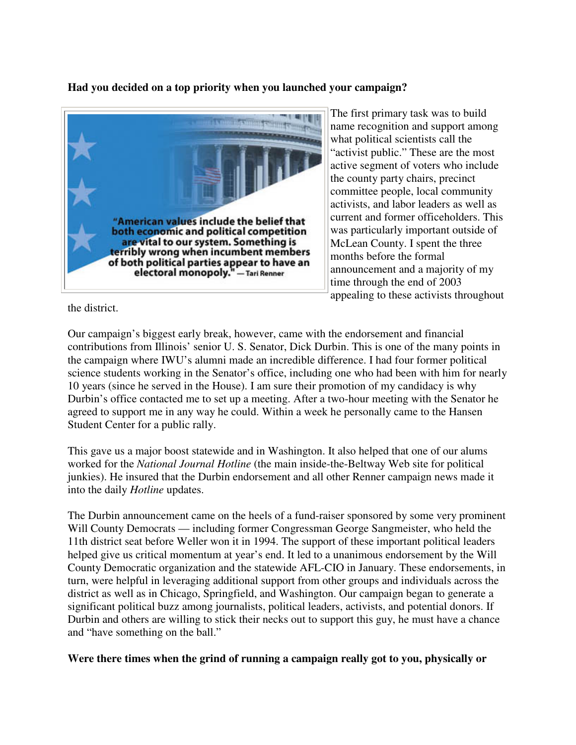**Had you decided on a top priority when you launched your campaign?**

"American values include the belief that both economic and political competition are vital to our system. Something is terribly wrong when incumbent members of both political parties appear to have an electoral monopoly." — Tari Renner

The first primary task was to build name recognition and support among what political scientists call the "activist public." These are the most active segment of voters who include the county party chairs, precinct committee people, local community activists, and labor leaders as well as current and former officeholders. This was particularly important outside of McLean County. I spent the three months before the formal announcement and a majority of my time through the end of 2003 appealing to these activists throughout the district.

Our campaign's biggest early break, however, came with the endorsement and financial contributions from Illinois' senior U. S. Senator, Dick Durbin. This is one of the many points in the campaign where IWU's alumni made an incredible difference. I had four former political science students working in the Senator's office, including one who had been with him for nearly 10 years (since he served in the House). I am sure their promotion of my candidacy is why Durbin's office contacted me to set up a meeting. After a two-hour meeting with the Senator he agreed to support me in any way he could. Within a week he personally came to the Hansen Student Center for a public rally.

This gave us a major boost statewide and in Washington. It also helped that one of our alums worked for the *National Journal Hotline* (the main inside-the-Beltway Web site for political junkies). He insured that the Durbin endorsement and all other Renner campaign news made it into the daily *Hotline* updates.

The Durbin announcement came on the heels of a fund-raiser sponsored by some very prominent Will County Democrats — including former Congressman George Sangmeister, who held the 11th district seat before Weller won it in 1994. The support of these important political leaders helped give us critical momentum at year's end. It led to a unanimous endorsement by the Will County Democratic organization and the statewide AFL-CIO in January. These endorsements, in turn, were helpful in leveraging additional support from other groups and individuals across the district as well as in Chicago, Springfield, and Washington. Our campaign began to generate a significant political buzz among journalists, political leaders, activists, and potential donors. If Durbin and others are willing to stick their necks out to support this guy, he must have a chance and "have something on the ball."

**Were there times when the grind of running a campaign really got to you, physically or**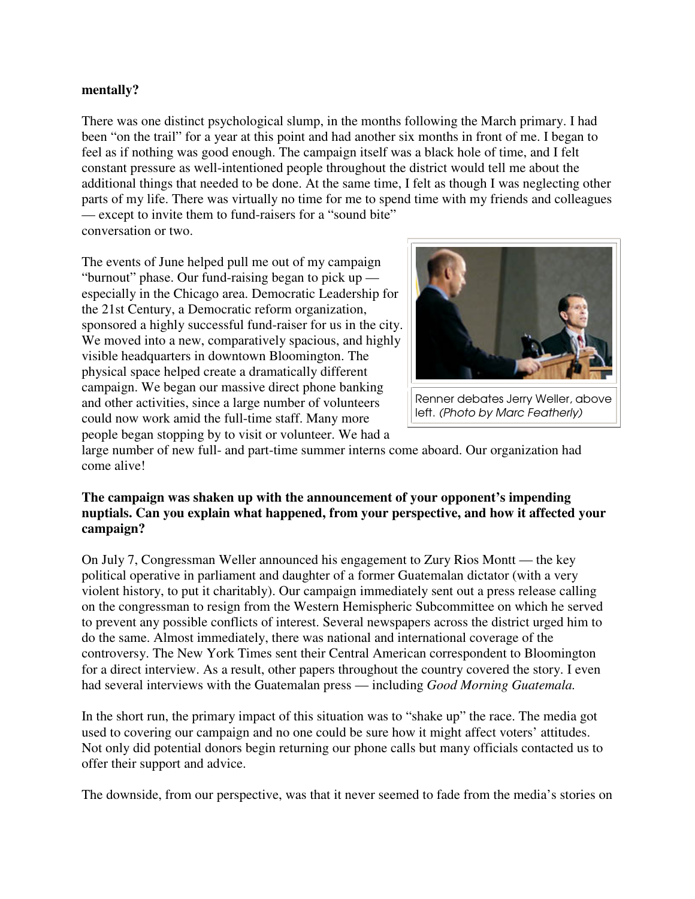**mentally?**

There was one distinct psychological slump, in the months following the March primary. I had been "on the trail" for a year at this point and had another six months in front of me. I began to feel as if nothing was good enough. The campaign itself was a black hole of time, and I felt constant pressure as well-intentioned people throughout the district would tell me about the additional things that needed to be done. At the same time, I felt as though I was neglecting other parts of my life. There was virtually no time for me to spend time with my friends and colleagues — except to invite them to fund-raisers for a "sound bite" conversation or two.

The events of June helped pull me out of my campaign "burnout" phase. Our fund-raising began to pick up — especially in the Chicago area. Democratic Leadership for the 21st Century, a Democratic reform organization, sponsored a highly successful fund-raiser for us in the city. We moved into a new, comparatively spacious, and highly visible headquarters in downtown Bloomington. The physical space helped create a dramatically different campaign. We began our massive direct phone banking and other activities, since a large number of volunteers could now work amid the full-time staff. Many more people began stopping by to visit or volunteer. We had a large number of new full- and part-time summer interns come aboard. Our organization had come alive!

Renner debates Jerry Weller, above left. *(Photo by Marc Featherly)*

**The campaign was shaken up with the announcement of your opponent's impending nuptials. Can you explain what happened, from your perspective, and how it affected your campaign?**

On July 7, Congressman Weller announced his engagement to Zury Rios Montt — the key political operative in parliament and daughter of a former Guatemalan dictator (with a very violent history, to put it charitably). Our campaign immediately sent out a press release calling on the congressman to resign from the Western Hemispheric Subcommittee on which he served to prevent any possible conflicts of interest. Several newspapers across the district urged him to do the same. Almost immediately, there was national and international coverage of the controversy. The New York Times sent their Central American correspondent to Bloomington for a direct interview. As a result, other papers throughout the country covered the story. I even had several interviews with the Guatemalan press — including *Good Morning Guatemala.*

In the short run, the primary impact of this situation was to "shake up" the race. The media got used to covering our campaign and no one could be sure how it might affect voters' attitudes. Not only did potential donors begin returning our phone calls but many officials contacted us to offer their support and advice.

The downside, from our perspective, was that it never seemed to fade from the media's stories on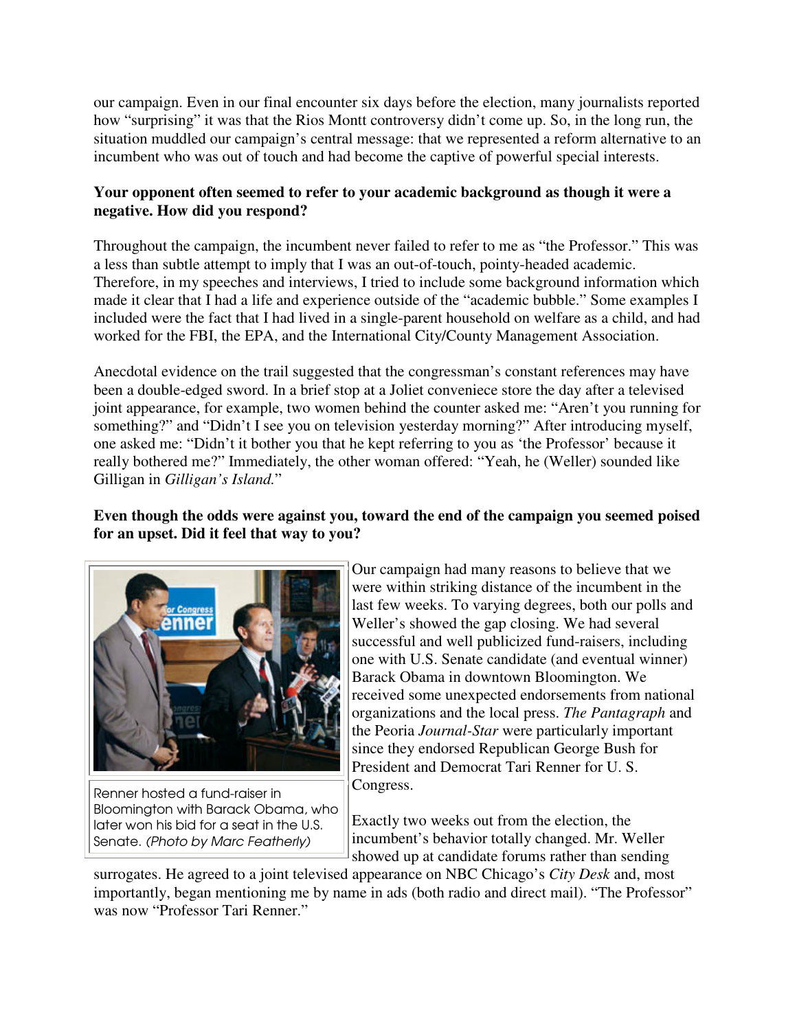our campaign. Even in our final encounter six days before the election, many journalists reported how "surprising" it was that the Rios Montt controversy didn't come up. So, in the long run, the situation muddled our campaign's central message: that we represented a reform alternative to an incumbent who was out of touch and had become the captive of powerful special interests.

**Your opponent often seemed to refer to your academic background as though it were a negative. How did you respond?**

Throughout the campaign, the incumbent never failed to refer to me as "the Professor." This was a less than subtle attempt to imply that I was an out-of-touch, pointy-headed academic. Therefore, in my speeches and interviews, I tried to include some background information which made it clear that I had a life and experience outside of the "academic bubble." Some examples I included were the fact that I had lived in a single-parent household on welfare as a child, and had worked for the FBI, the EPA, and the International City/County Management Association.

Anecdotal evidence on the trail suggested that the congressman's constant references may have been a double-edged sword. In a brief stop at a Joliet conveniece store the day after a televised joint appearance, for example, two women behind the counter asked me: "Aren't you running for something?" and "Didn't I see you on television yesterday morning?" After introducing myself, one asked me: "Didn't it bother you that he kept referring to you as 'the Professor' because it really bothered me?" Immediately, the other woman offered: "Yeah, he (Weller) sounded like Gilligan in *Gilligan's Island.*"

**Even though the odds were against you, toward the end of the campaign you seemed poised for an upset. Did it feel that way to you?**

Renner hosted a fund-raiser in Bloomington with Barack Obama, who later won his bid for a seat in the U.S. Senate. *(Photo by Marc Featherly)*

Our campaign had many reasons to believe that we were within striking distance of the incumbent in the last few weeks. To varying degrees, both our polls and Weller's showed the gap closing. We had several successful and well publicized fund-raisers, including one with U.S. Senate candidate (and eventual winner) Barack Obama in downtown Bloomington. We received some unexpected endorsements from national organizations and the local press. *The Pantagraph* and the Peoria *Journal-Star* were particularly important since they endorsed Republican George Bush for President and Democrat Tari Renner for U. S. Congress.

Exactly two weeks out from the election, the incumbent's behavior totally changed. Mr. Weller showed up at candidate forums rather than sending surrogates. He agreed to a joint televised appearance on NBC Chicago's *City Desk* and, most importantly, began mentioning me by name in ads (both radio and direct mail). "The Professor" was now "Professor Tari Renner."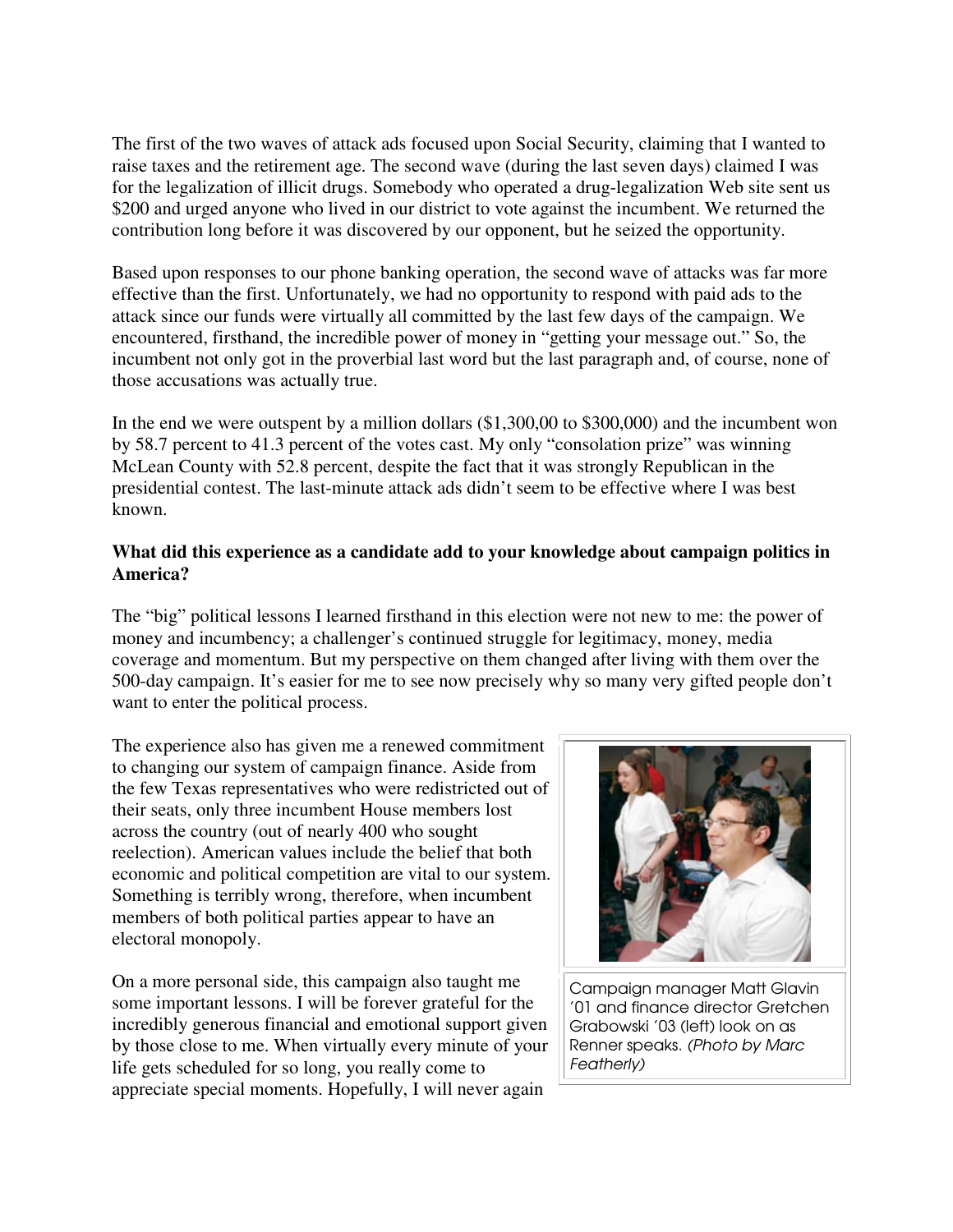The first of the two waves of attack ads focused upon Social Security, claiming that I wanted to raise taxes and the retirement age. The second wave (during the last seven days) claimed I was for the legalization of illicit drugs. Somebody who operated a drug-legalization Web site sent us $200 and urged anyone who lived in our district to vote against the incumbent. We returned the contribution long before it was discovered by our opponent, but he seized the opportunity.

Based upon responses to our phone banking operation, the second wave of attacks was far more effective than the first. Unfortunately, we had no opportunity to respond with paid ads to the attack since our funds were virtually all committed by the last few days of the campaign. We encountered, firsthand, the incredible power of money in "getting your message out." So, the incumbent not only got in the proverbial last word but the last paragraph and, of course, none of those accusations was actually true.

In the end we were outspent by a million dollars ($1,300,00 to $300,000) and the incumbent won by 58.7 percent to 41.3 percent of the votes cast. My only "consolation prize" was winning McLean County with 52.8 percent, despite the fact that it was strongly Republican in the presidential contest. The last-minute attack ads didn't seem to be effective where I was best known.

**What did this experience as a candidate add to your knowledge about campaign politics in America?**

The "big" political lessons I learned firsthand in this election were not new to me: the power of money and incumbency; a challenger's continued struggle for legitimacy, money, media coverage and momentum. But my perspective on them changed after living with them over the 500-day campaign. It's easier for me to see now precisely why so many very gifted people don't want to enter the political process.

The experience also has given me a renewed commitment to changing our system of campaign finance. Aside from the few Texas representatives who were redistricted out of their seats, only three incumbent House members lost across the country (out of nearly 400 who sought reelection). American values include the belief that both economic and political competition are vital to our system. Something is terribly wrong, therefore, when incumbent members of both political parties appear to have an electoral monopoly.

Campaign manager Matt Glavin '01 and finance director Gretchen Grabowski '03 (left) look on as Renner speaks. *(Photo by Marc Featherly)*

On a more personal side, this campaign also taught me some important lessons. I will be forever grateful for the incredibly generous financial and emotional support given by those close to me. When virtually every minute of your life gets scheduled for so long, you really come to appreciate special moments. Hopefully, I will never again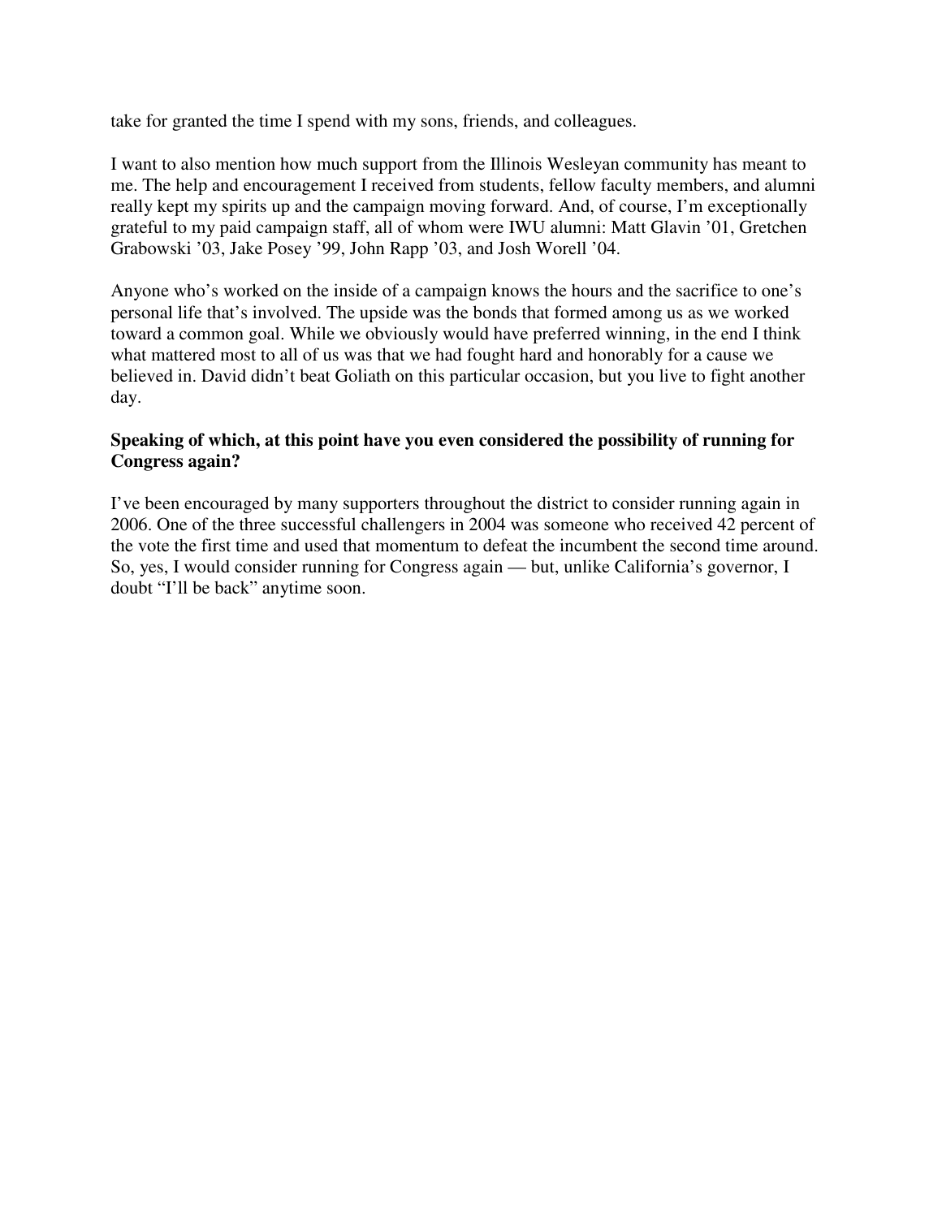take for granted the time I spend with my sons, friends, and colleagues.

I want to also mention how much support from the Illinois Wesleyan community has meant to me. The help and encouragement I received from students, fellow faculty members, and alumni really kept my spirits up and the campaign moving forward. And, of course, I'm exceptionally grateful to my paid campaign staff, all of whom were IWU alumni: Matt Glavin '01, Gretchen Grabowski '03, Jake Posey '99, John Rapp '03, and Josh Worell '04.

Anyone who's worked on the inside of a campaign knows the hours and the sacrifice to one's personal life that's involved. The upside was the bonds that formed among us as we worked toward a common goal. While we obviously would have preferred winning, in the end I think what mattered most to all of us was that we had fought hard and honorably for a cause we believed in. David didn't beat Goliath on this particular occasion, but you live to fight another day.

**Speaking of which, at this point have you even considered the possibility of running for Congress again?**

I've been encouraged by many supporters throughout the district to consider running again in 2006. One of the three successful challengers in 2004 was someone who received 42 percent of the vote the first time and used that momentum to defeat the incumbent the second time around. So, yes, I would consider running for Congress again — but, unlike California's governor, I doubt "I'll be back" anytime soon.